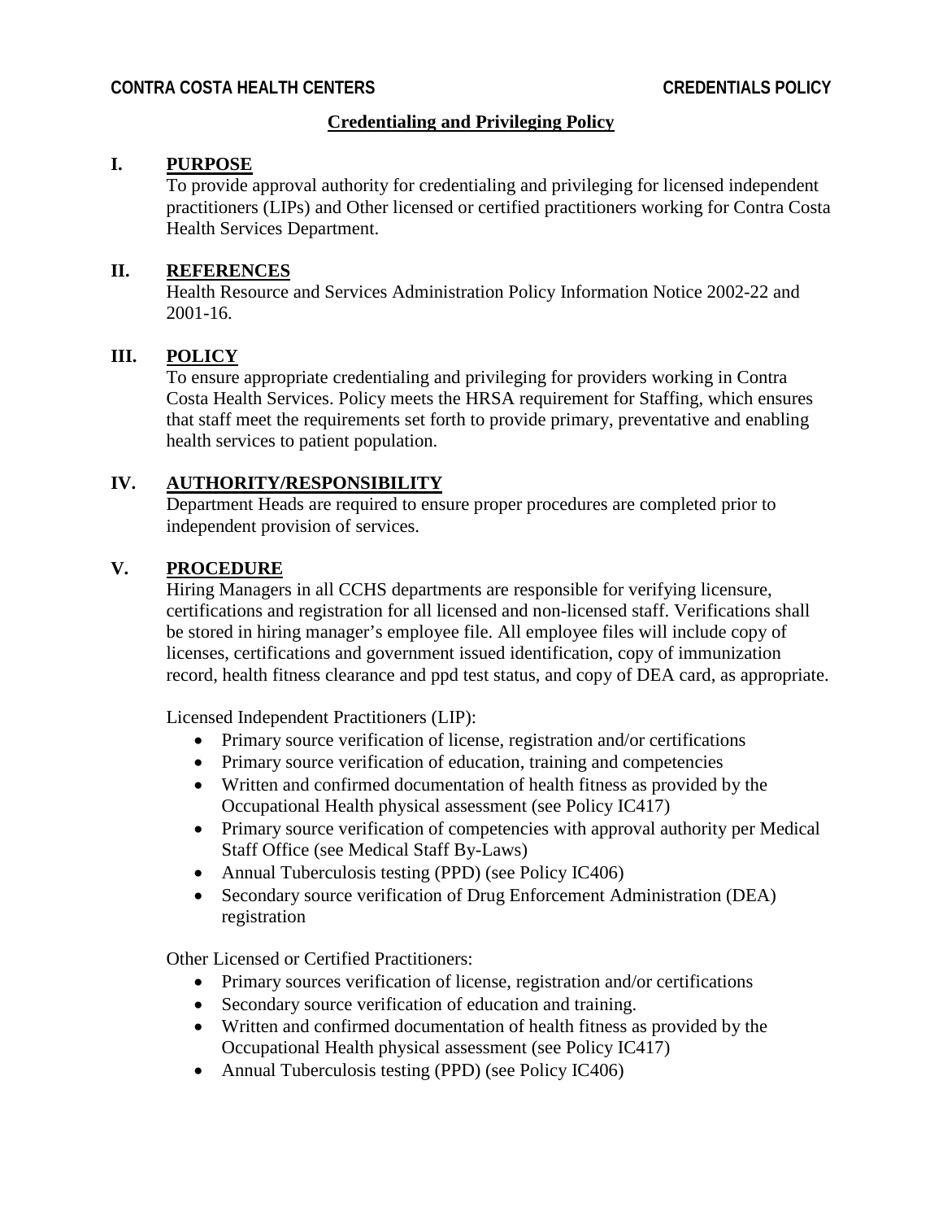**CONTRA COSTA HEALTH CENTERS** **CREDENTIALS POLICY**

# Credentialing and Privileging Policy

## I. PURPOSE

To provide approval authority for credentialing and privileging for licensed independent practitioners (LIPs) and Other licensed or certified practitioners working for Contra Costa Health Services Department.

## II. REFERENCES

Health Resource and Services Administration Policy Information Notice 2002-22 and 2001-16.

## III. POLICY

To ensure appropriate credentialing and privileging for providers working in Contra Costa Health Services. Policy meets the HRSA requirement for Staffing, which ensures that staff meet the requirements set forth to provide primary, preventative and enabling health services to patient population.

## IV. AUTHORITY/RESPONSIBILITY

Department Heads are required to ensure proper procedures are completed prior to independent provision of services.

## V. PROCEDURE

Hiring Managers in all CCHS departments are responsible for verifying licensure, certifications and registration for all licensed and non-licensed staff. Verifications shall be stored in hiring manager's employee file. All employee files will include copy of licenses, certifications and government issued identification, copy of immunization record, health fitness clearance and ppd test status, and copy of DEA card, as appropriate.

Licensed Independent Practitioners (LIP):

- Primary source verification of license, registration and/or certifications
- Primary source verification of education, training and competencies
- Written and confirmed documentation of health fitness as provided by the Occupational Health physical assessment (see Policy IC417)
- Primary source verification of competencies with approval authority per Medical Staff Office (see Medical Staff By-Laws)
- Annual Tuberculosis testing (PPD) (see Policy IC406)
- Secondary source verification of Drug Enforcement Administration (DEA) registration

Other Licensed or Certified Practitioners:

- Primary sources verification of license, registration and/or certifications
- Secondary source verification of education and training.
- Written and confirmed documentation of health fitness as provided by the Occupational Health physical assessment (see Policy IC417)
- Annual Tuberculosis testing (PPD) (see Policy IC406)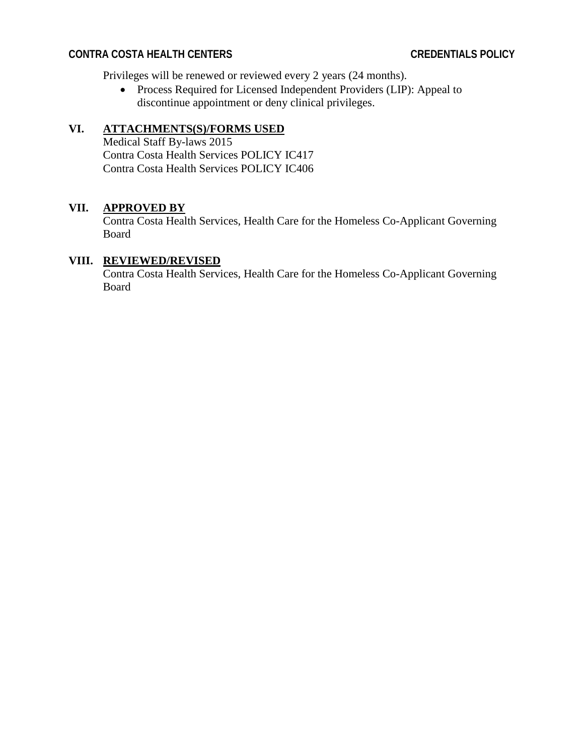Privileges will be renewed or reviewed every 2 years (24 months).

- Process Required for Licensed Independent Providers (LIP): Appeal to discontinue appointment or deny clinical privileges.

## VI. ATTACHMENTS(S)/FORMS USED

Medical Staff By-laws 2015
Contra Costa Health Services POLICY IC417
Contra Costa Health Services POLICY IC406

## VII. APPROVED BY

Contra Costa Health Services, Health Care for the Homeless Co-Applicant Governing Board

## VIII. REVIEWED/REVISED

Contra Costa Health Services, Health Care for the Homeless Co-Applicant Governing Board